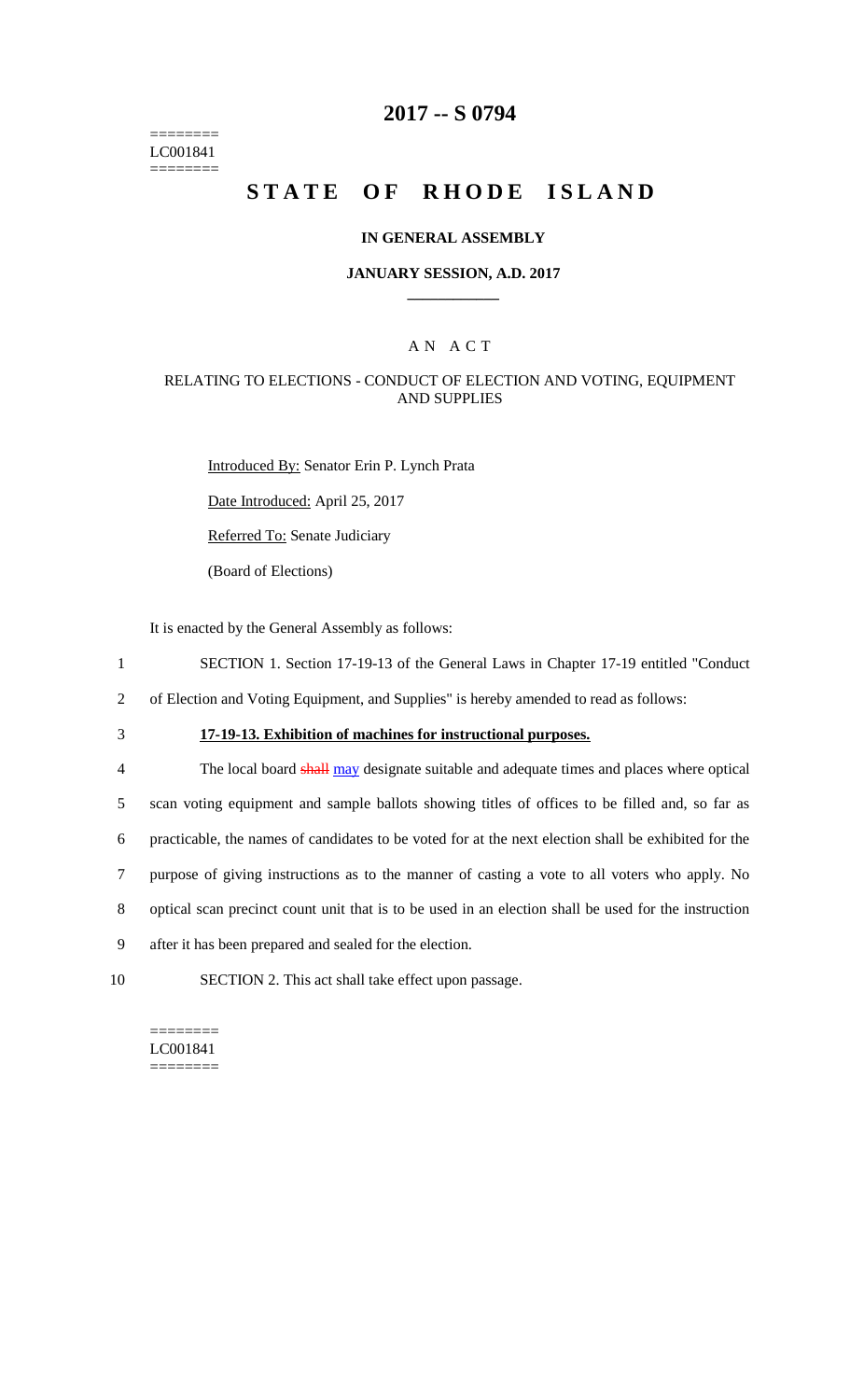========
LC001841
========

# 2017 -- S 0794

# STATE OF RHODE ISLAND

## IN GENERAL ASSEMBLY

### JANUARY SESSION, A.D. 2017

---

A N A C T

RELATING TO ELECTIONS - CONDUCT OF ELECTION AND VOTING, EQUIPMENT AND SUPPLIES

Introduced By: Senator Erin P. Lynch Prata

Date Introduced: April 25, 2017

Referred To: Senate Judiciary

(Board of Elections)

It is enacted by the General Assembly as follows:

1 SECTION 1. Section 17-19-13 of the General Laws in Chapter 17-19 entitled "Conduct
2 of Election and Voting Equipment, and Supplies" is hereby amended to read as follows:

3 **17-19-13. Exhibition of machines for instructional purposes.**

4 The local board ~~shall~~ may designate suitable and adequate times and places where optical
5 scan voting equipment and sample ballots showing titles of offices to be filled and, so far as
6 practicable, the names of candidates to be voted for at the next election shall be exhibited for the
7 purpose of giving instructions as to the manner of casting a vote to all voters who apply. No
8 optical scan precinct count unit that is to be used in an election shall be used for the instruction
9 after it has been prepared and sealed for the election.

10 SECTION 2. This act shall take effect upon passage.

========
LC001841
========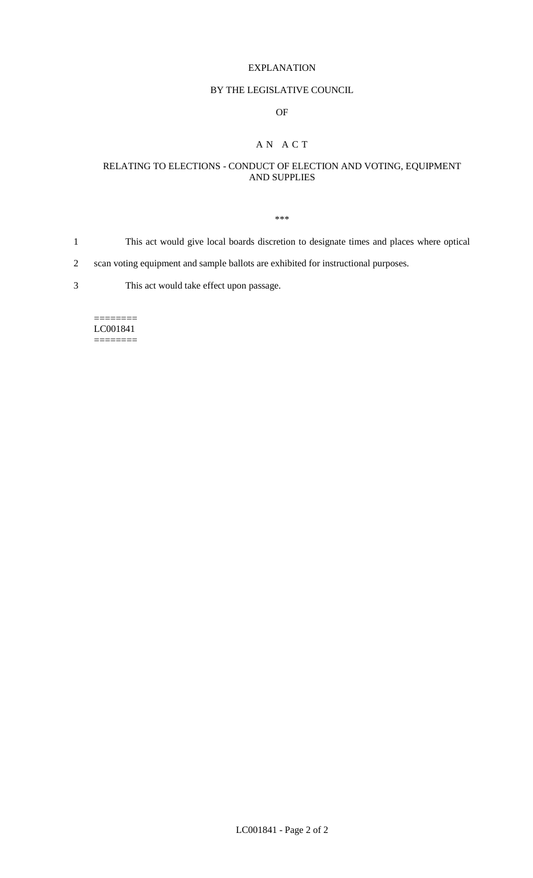# EXPLANATION

## BY THE LEGISLATIVE COUNCIL

## OF

## A N A C T

## RELATING TO ELECTIONS - CONDUCT OF ELECTION AND VOTING, EQUIPMENT AND SUPPLIES

\*\*\*

1 This act would give local boards discretion to designate times and places where optical
2 scan voting equipment and sample ballots are exhibited for instructional purposes.
3 This act would take effect upon passage.

========
LC001841
========